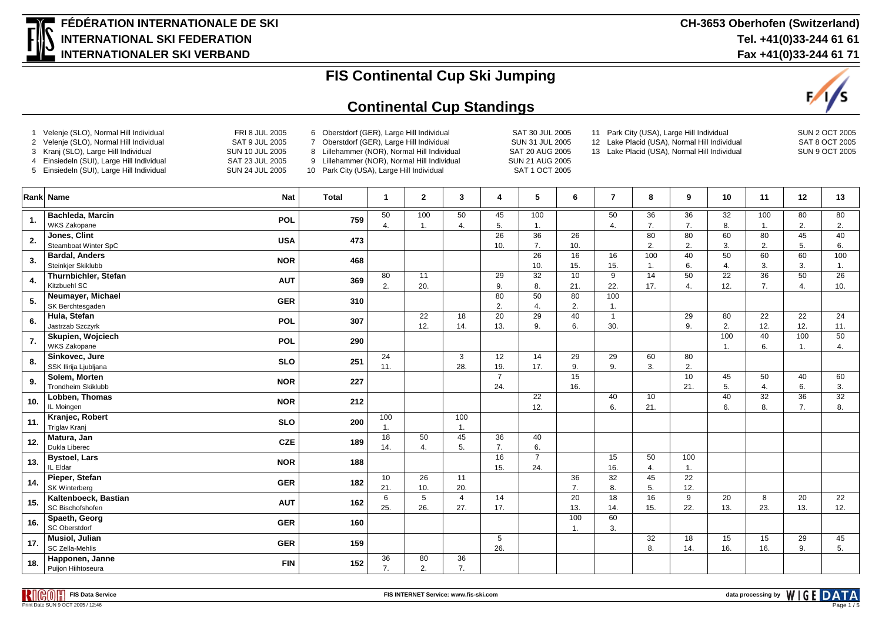# FÉDÉRATION INTERNATIONALE DE SKI
# INTERNATIONAL SKI FEDERATION
# INTERNATIONALER SKI VERBAND

CH-3653 Oberhofen (Switzerland)
Tel. +41(0)33-244 61 61
Fax +41(0)33-244 61 71

## FIS Continental Cup Ski Jumping

## Continental Cup Standings

1 Velenje (SLO), Normal Hill Individual FRI 8 JUL 2005
2 Velenje (SLO), Normal Hill Individual SAT 9 JUL 2005
3 Kranj (SLO), Large Hill Individual SUN 10 JUL 2005
4 Einsiedeln (SUI), Large Hill Individual SAT 23 JUL 2005
5 Einsiedeln (SUI), Large Hill Individual SUN 24 JUL 2005
6 Oberstdorf (GER), Large Hill Individual SAT 30 JUL 2005
7 Oberstdorf (GER), Large Hill Individual SUN 31 JUL 2005
8 Lillehammer (NOR), Normal Hill Individual SAT 20 AUG 2005
9 Lillehammer (NOR), Normal Hill Individual SUN 21 AUG 2005
10 Park City (USA), Large Hill Individual SAT 1 OCT 2005
11 Park City (USA), Large Hill Individual SUN 2 OCT 2005
12 Lake Placid (USA), Normal Hill Individual SAT 8 OCT 2005
13 Lake Placid (USA), Normal Hill Individual SUN 9 OCT 2005

| Rank | Name | Nat | Total | 1 | 2 | 3 | 4 | 5 | 6 | 7 | 8 | 9 | 10 | 11 | 12 | 13 |
|---|---|---|---|---|---|---|---|---|---|---|---|---|---|---|---|---|
| 1. | Bachleda, Marcin<br>WKS Zakopane | POL | 759 | 50<br>4. | 100<br>1. | 50<br>4. | 45<br>5. | 100<br>1. | | 50<br>4. | 36<br>7. | 36<br>7. | 32<br>8. | 100<br>1. | 80<br>2. | 80<br>2. |
| 2. | Jones, Clint<br>Steamboat Winter SpC | USA | 473 | | | | 26<br>10. | 36<br>7. | 26<br>10. | | 80<br>2. | 80<br>2. | 60<br>3. | 80<br>2. | 45<br>5. | 40<br>6. |
| 3. | Bardal, Anders<br>Steinkjer Skiklubb | NOR | 468 | | | | | 26<br>10. | 16<br>15. | 16<br>15. | 100<br>1. | 40<br>6. | 50<br>4. | 60<br>3. | 60<br>3. | 100<br>1. |
| 4. | Thurnbichler, Stefan<br>Kitzbuehl SC | AUT | 369 | 80<br>2. | 11<br>20. | | 29<br>9. | 32<br>8. | 10<br>21. | 9<br>22. | 14<br>17. | 50<br>4. | 22<br>12. | 36<br>7. | 50<br>4. | 26<br>10. |
| 5. | Neumayer, Michael<br>SK Berchtesgaden | GER | 310 | | | | 80<br>2. | 50<br>4. | 80<br>2. | 100<br>1. | | | | | | |
| 6. | Hula, Stefan<br>Jastrzab Szczyrk | POL | 307 | | 22<br>12. | 18<br>14. | 20<br>13. | 29<br>9. | 40<br>6. | 1<br>30. | | 29<br>9. | 80<br>2. | 22<br>12. | 22<br>12. | 24<br>11. |
| 7. | Skupien, Wojciech<br>WKS Zakopane | POL | 290 | | | | | | | | | | 100<br>1. | 40<br>6. | 100<br>1. | 50<br>4. |
| 8. | Sinkovec, Jure<br>SSK Ilirija Ljubljana | SLO | 251 | 24<br>11. | | 3<br>28. | 12<br>19. | 14<br>17. | 29<br>9. | 29<br>9. | 60<br>3. | 80<br>2. | | | | |
| 9. | Solem, Morten<br>Trondheim Skiklubb | NOR | 227 | | | | 7<br>24. | | 15<br>16. | | | 10<br>21. | 45<br>5. | 50<br>4. | 40<br>6. | 60<br>3. |
| 10. | Lobben, Thomas<br>IL Moingen | NOR | 212 | | | | | 22<br>12. | | 40<br>6. | 10<br>21. | | 40<br>6. | 32<br>8. | 36<br>7. | 32<br>8. |
| 11. | Kranjec, Robert<br>Triglav Kranj | SLO | 200 | 100<br>1. | | 100<br>1. | | | | | | | | | | |
| 12. | Matura, Jan<br>Dukla Liberec | CZE | 189 | 18<br>14. | 50<br>4. | 45<br>5. | 36<br>7. | 40<br>6. | | | | | | | | |
| 13. | Bystoel, Lars<br>IL Eldar | NOR | 188 | | | | 16<br>15. | 7<br>24. | | 15<br>16. | 50<br>4. | 100<br>1. | | | | |
| 14. | Pieper, Stefan<br>SK Winterberg | GER | 182 | 10<br>21. | 26<br>10. | 11<br>20. | | | 36<br>7. | 32<br>8. | 45<br>5. | 22<br>12. | | | | |
| 15. | Kaltenboeck, Bastian<br>SC Bischofshofen | AUT | 162 | 6<br>25. | 5<br>26. | 4<br>27. | 14<br>17. | | 20<br>13. | 18<br>14. | 16<br>15. | 9<br>22. | 20<br>13. | 8<br>23. | 20<br>13. | 22<br>12. |
| 16. | Spaeth, Georg<br>SC Oberstdorf | GER | 160 | | | | | | 100<br>1. | 60<br>3. | | | | | | |
| 17. | Musiol, Julian<br>SC Zella-Mehlis | GER | 159 | | | | 5<br>26. | | | | 32<br>8. | 18<br>14. | 15<br>16. | 15<br>16. | 29<br>9. | 45<br>5. |
| 18. | Happonen, Janne<br>Puijon Hiihtoseura | FIN | 152 | 36<br>7. | 80<br>2. | 36<br>7. | | | | | | | | | | |

FIS Data Service · FIS INTERNET Service: www.fis-ski.com · data processing by WIGE DATA
Print Date SUN 9 OCT 2005 / 12:46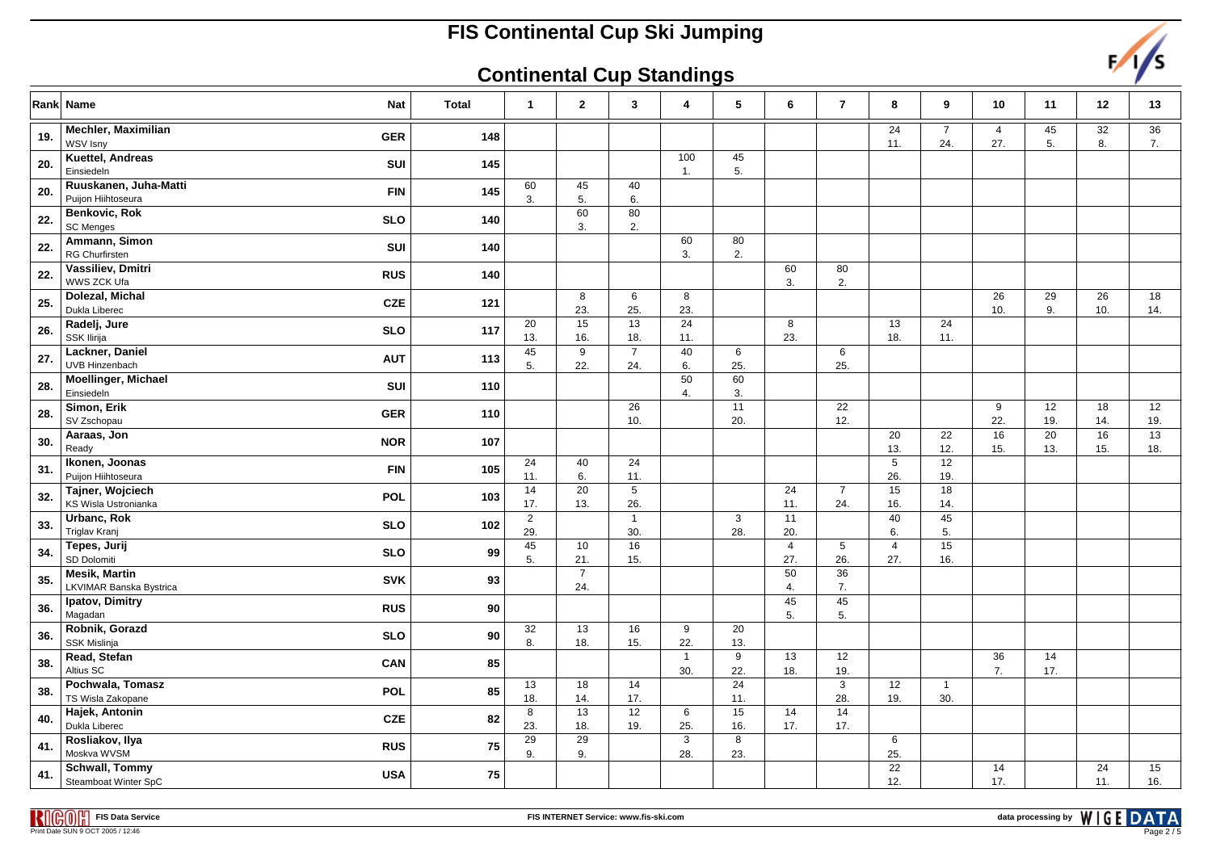# FIS Continental Cup Ski Jumping

## Continental Cup Standings

| Rank | Name | Nat | Total | 1 | 2 | 3 | 4 | 5 | 6 | 7 | 8 | 9 | 10 | 11 | 12 | 13 |
|---|---|---|---|---|---|---|---|---|---|---|---|---|---|---|---|---|
| 19. | **Mechler, Maximilian** WSV Isny | GER | 148 | | | | | | | | 24 11. | 7 24. | 4 27. | 45 5. | 32 8. | 36 7. |
| 20. | **Kuettel, Andreas** Einsiedeln | SUI | 145 | | | | 100 1. | 45 5. | | | | | | | | |
| 20. | **Ruuskanen, Juha-Matti** Puijon Hiihtoseura | FIN | 145 | 60 3. | 45 5. | 40 6. | | | | | | | | | | |
| 22. | **Benkovic, Rok** SC Menges | SLO | 140 | | 60 3. | 80 2. | | | | | | | | | | |
| 22. | **Ammann, Simon** RG Churfirsten | SUI | 140 | | | | 60 3. | 80 2. | | | | | | | | |
| 22. | **Vassiliev, Dmitri** WWS ZCK Ufa | RUS | 140 | | | | | | 60 3. | 80 2. | | | | | | |
| 25. | **Dolezal, Michal** Dukla Liberec | CZE | 121 | | 8 23. | 6 25. | 8 23. | | | | | | 26 10. | 29 9. | 26 10. | 18 14. |
| 26. | **Radelj, Jure** SSK Ilirija | SLO | 117 | 20 13. | 15 16. | 13 18. | 24 11. | | 8 23. | | 13 18. | 24 11. | | | | |
| 27. | **Lackner, Daniel** UVB Hinzenbach | AUT | 113 | 45 5. | 9 22. | 7 24. | 40 6. | 6 25. | | 6 25. | | | | | | |
| 28. | **Moellinger, Michael** Einsiedeln | SUI | 110 | | | | 50 4. | 60 3. | | | | | | | | |
| 28. | **Simon, Erik** SV Zschopau | GER | 110 | | | 26 10. | | 11 20. | | 22 12. | | | 9 22. | 12 19. | 18 14. | 12 19. |
| 30. | **Aaraas, Jon** Ready | NOR | 107 | | | | | | | | 20 13. | 22 12. | 16 15. | 20 13. | 16 15. | 13 18. |
| 31. | **Ikonen, Joonas** Puijon Hiihtoseura | FIN | 105 | 24 11. | 40 6. | 24 11. | | | | | 5 26. | 12 19. | | | | |
| 32. | **Tajner, Wojciech** KS Wisla Ustronianka | POL | 103 | 14 17. | 20 13. | 5 26. | | | 24 11. | 7 24. | 15 16. | 18 14. | | | | |
| 33. | **Urbanc, Rok** Triglav Kranj | SLO | 102 | 2 29. | | 1 30. | | 3 28. | 11 20. | | 40 6. | 45 5. | | | | |
| 34. | **Tepes, Jurij** SD Dolomiti | SLO | 99 | 45 5. | 10 21. | 16 15. | | | 4 27. | 5 26. | 4 27. | 15 16. | | | | |
| 35. | **Mesik, Martin** LKVIMAR Banska Bystrica | SVK | 93 | | 7 24. | | | | 50 4. | 36 7. | | | | | | |
| 36. | **Ipatov, Dimitry** Magadan | RUS | 90 | | | | | | 45 5. | 45 5. | | | | | | |
| 36. | **Robnik, Gorazd** SSK Mislinja | SLO | 90 | 32 8. | 13 18. | 16 15. | 9 22. | 20 13. | | | | | | | | |
| 38. | **Read, Stefan** Altius SC | CAN | 85 | | | | 1 30. | 9 22. | 13 18. | 12 19. | | | 36 7. | 14 17. | | |
| 38. | **Pochwala, Tomasz** TS Wisla Zakopane | POL | 85 | 13 18. | 18 14. | 14 17. | | 24 11. | | 3 28. | 12 19. | 1 30. | | | | |
| 40. | **Hajek, Antonin** Dukla Liberec | CZE | 82 | 8 23. | 13 18. | 12 19. | 6 25. | 15 16. | 14 17. | 14 17. | | | | | | |
| 41. | **Rosliakov, Ilya** Moskva WVSM | RUS | 75 | 29 9. | 29 9. | | 3 28. | 8 23. | | | 6 25. | | | | | |
| 41. | **Schwall, Tommy** Steamboat Winter SpC | USA | 75 | | | | | | | | 22 12. | | 14 17. | | 24 11. | 15 16. |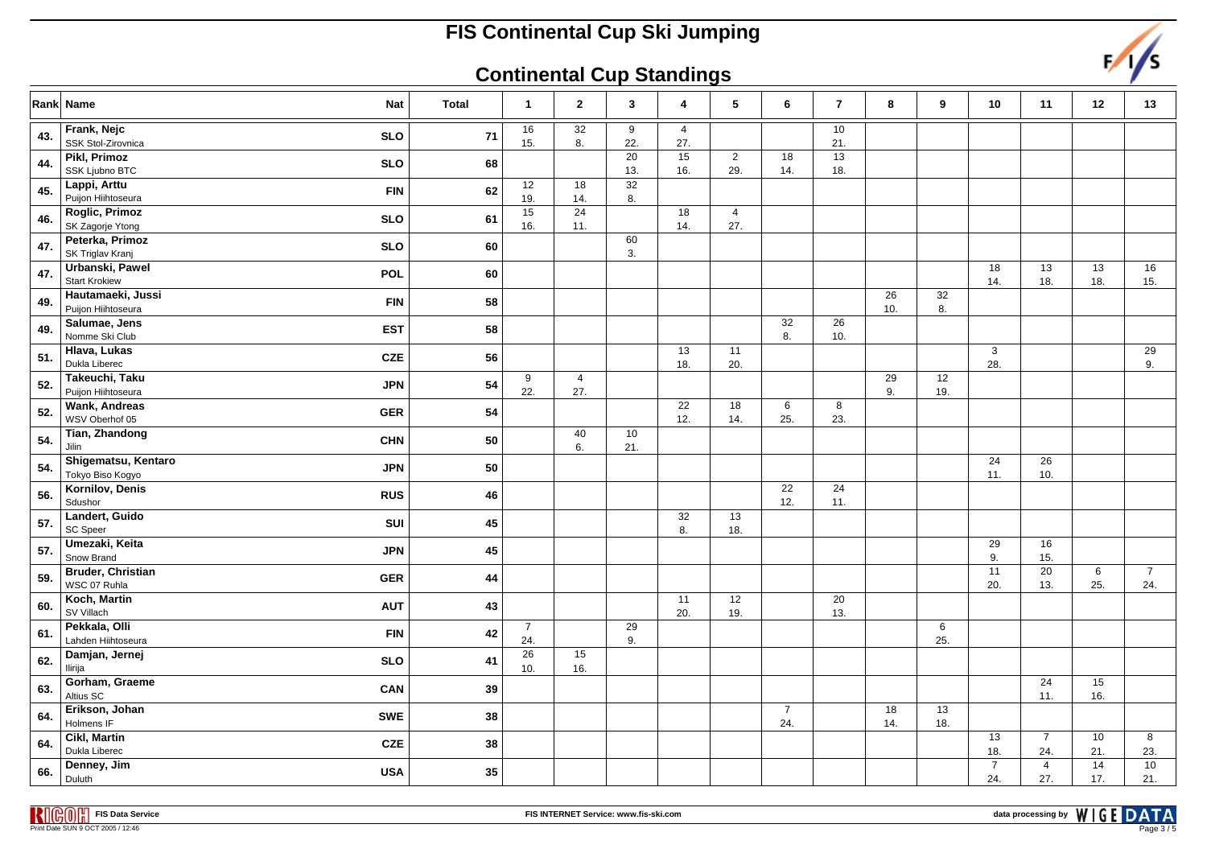# FIS Continental Cup Ski Jumping

## Continental Cup Standings

| Rank | Name | Nat | Total | 1 | 2 | 3 | 4 | 5 | 6 | 7 | 8 | 9 | 10 | 11 | 12 | 13 |
|---|---|---|---|---|---|---|---|---|---|---|---|---|---|---|---|---|
| 43. | Frank, Nejc<br>SSK Stol-Zirovnica | SLO | 71 | 16<br>15. | 32<br>8. | 9<br>22. | 4<br>27. | | | 10<br>21. | | | | | | |
| 44. | Pikl, Primoz<br>SSK Ljubno BTC | SLO | 68 | | | 20<br>13. | 15<br>16. | 2<br>29. | 18<br>14. | 13<br>18. | | | | | | |
| 45. | Lappi, Arttu<br>Puijon Hiihtoseura | FIN | 62 | 12<br>19. | 18<br>14. | 32<br>8. | | | | | | | | | | |
| 46. | Roglic, Primoz<br>SK Zagorje Ytong | SLO | 61 | 15<br>16. | 24<br>11. | | 18<br>14. | 4<br>27. | | | | | | | | |
| 47. | Peterka, Primoz<br>SK Triglav Kranj | SLO | 60 | | | 60<br>3. | | | | | | | | | | |
| 47. | Urbanski, Pawel<br>Start Krokiew | POL | 60 | | | | | | | | | | 18<br>14. | 13<br>18. | 13<br>18. | 16<br>15. |
| 49. | Hautamaeki, Jussi<br>Puijon Hiihtoseura | FIN | 58 | | | | | | | | 26<br>10. | 32<br>8. | | | | |
| 49. | Salumae, Jens<br>Nomme Ski Club | EST | 58 | | | | | | 32<br>8. | 26<br>10. | | | | | | |
| 51. | Hlava, Lukas<br>Dukla Liberec | CZE | 56 | | | | 13<br>18. | 11<br>20. | | | | | 3<br>28. | | | 29<br>9. |
| 52. | Takeuchi, Taku<br>Puijon Hiihtoseura | JPN | 54 | 9<br>22. | 4<br>27. | | | | | | 29<br>9. | 12<br>19. | | | | |
| 52. | Wank, Andreas<br>WSV Oberhof 05 | GER | 54 | | | | 22<br>12. | 18<br>14. | 6<br>25. | 8<br>23. | | | | | | |
| 54. | Tian, Zhandong<br>Jilin | CHN | 50 | | 40<br>6. | 10<br>21. | | | | | | | | | | |
| 54. | Shigematsu, Kentaro<br>Tokyo Biso Kogyo | JPN | 50 | | | | | | | | | | 24<br>11. | 26<br>10. | | |
| 56. | Kornilov, Denis<br>Sdushor | RUS | 46 | | | | | | 22<br>12. | 24<br>11. | | | | | | |
| 57. | Landert, Guido<br>SC Speer | SUI | 45 | | | | 32<br>8. | 13<br>18. | | | | | | | | |
| 57. | Umezaki, Keita<br>Snow Brand | JPN | 45 | | | | | | | | | | 29<br>9. | 16<br>15. | | |
| 59. | Bruder, Christian<br>WSC 07 Ruhla | GER | 44 | | | | | | | | | | 11<br>20. | 20<br>13. | 6<br>25. | 7<br>24. |
| 60. | Koch, Martin<br>SV Villach | AUT | 43 | | | | 11<br>20. | 12<br>19. | | 20<br>13. | | | | | | |
| 61. | Pekkala, Olli<br>Lahden Hiihtoseura | FIN | 42 | 7<br>24. | | 29<br>9. | | | | | | 6<br>25. | | | | |
| 62. | Damjan, Jernej<br>Ilirija | SLO | 41 | 26<br>10. | 15<br>16. | | | | | | | | | | | |
| 63. | Gorham, Graeme<br>Altius SC | CAN | 39 | | | | | | | | | | | 24<br>11. | 15<br>16. | |
| 64. | Erikson, Johan<br>Holmens IF | SWE | 38 | | | | | | 7<br>24. | | 18<br>14. | 13<br>18. | | | | |
| 64. | Cikl, Martin<br>Dukla Liberec | CZE | 38 | | | | | | | | | | 13<br>18. | 7<br>24. | 10<br>21. | 8<br>23. |
| 66. | Denney, Jim<br>Duluth | USA | 35 | | | | | | | | | | 7<br>24. | 4<br>27. | 14<br>17. | 10<br>21. |

FIS Data Service

Print Date SUN 9 OCT 2005 / 12:46

FIS INTERNET Service: www.fis-ski.com

data processing by WIGE DATA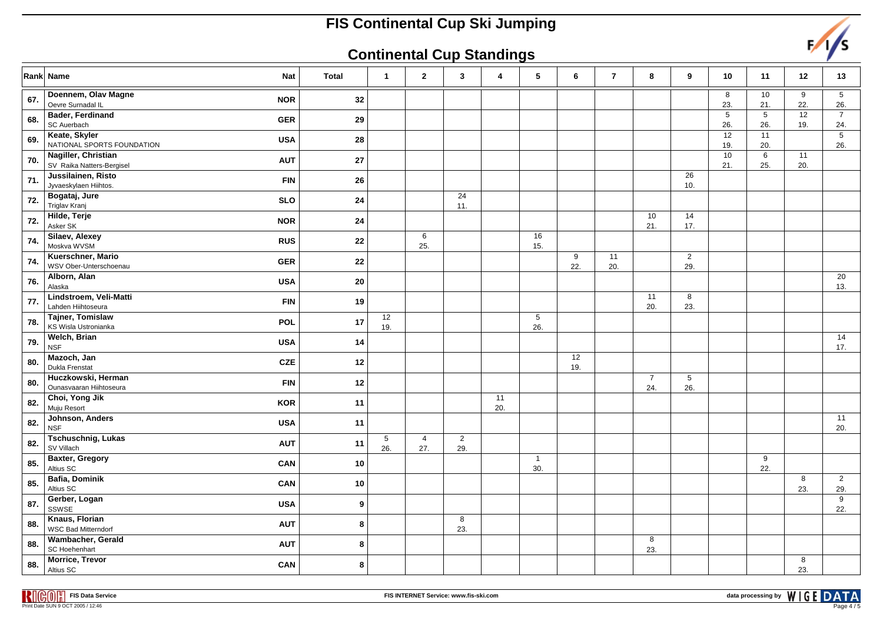# FIS Continental Cup Ski Jumping

## Continental Cup Standings

| Rank | Name | Nat | Total | 1 | 2 | 3 | 4 | 5 | 6 | 7 | 8 | 9 | 10 | 11 | 12 | 13 |
|---|---|---|---|---|---|---|---|---|---|---|---|---|---|---|---|---|
| 67. | Doennem, Olav Magne<br>Oevre Surnadal IL | NOR | 32 | | | | | | | | | | 8<br>23. | 10<br>21. | 9<br>22. | 5<br>26. |
| 68. | Bader, Ferdinand<br>SC Auerbach | GER | 29 | | | | | | | | | | 5<br>26. | 5<br>26. | 12<br>19. | 7<br>24. |
| 69. | Keate, Skyler<br>NATIONAL SPORTS FOUNDATION | USA | 28 | | | | | | | | | | 12<br>19. | 11<br>20. | | 5<br>26. |
| 70. | Nagiller, Christian<br>SV Raika Natters-Bergisel | AUT | 27 | | | | | | | | | | 10<br>21. | 6<br>25. | 11<br>20. | |
| 71. | Jussilainen, Risto<br>Jyvaeskylaen Hiihtos. | FIN | 26 | | | | | | | | | 26<br>10. | | | | |
| 72. | Bogataj, Jure<br>Triglav Kranj | SLO | 24 | | | 24<br>11. | | | | | | | | | | |
| 72. | Hilde, Terje<br>Asker SK | NOR | 24 | | | | | | | | 10<br>21. | 14<br>17. | | | | |
| 74. | Silaev, Alexey<br>Moskva WVSM | RUS | 22 | | 6<br>25. | | | 16<br>15. | | | | | | | | |
| 74. | Kuerschner, Mario<br>WSV Ober-Unterschoenau | GER | 22 | | | | | | 9<br>22. | 11<br>20. | | 2<br>29. | | | | |
| 76. | Alborn, Alan<br>Alaska | USA | 20 | | | | | | | | | | | | | 20<br>13. |
| 77. | Lindstroem, Veli-Matti<br>Lahden Hiihtoseura | FIN | 19 | | | | | | | | 11<br>20. | 8<br>23. | | | | |
| 78. | Tajner, Tomislaw<br>KS Wisla Ustronianka | POL | 17 | 12<br>19. | | | | 5<br>26. | | | | | | | | |
| 79. | Welch, Brian<br>NSF | USA | 14 | | | | | | | | | | | | | 14<br>17. |
| 80. | Mazoch, Jan<br>Dukla Frenstat | CZE | 12 | | | | | | 12<br>19. | | | | | | | |
| 80. | Huczkowski, Herman<br>Ounasvaaran Hiihtoseura | FIN | 12 | | | | | | | | 7<br>24. | 5<br>26. | | | | |
| 82. | Choi, Yong Jik<br>Muju Resort | KOR | 11 | | | | 11<br>20. | | | | | | | | | |
| 82. | Johnson, Anders<br>NSF | USA | 11 | | | | | | | | | | | | | 11<br>20. |
| 82. | Tschuschnig, Lukas<br>SV Villach | AUT | 11 | 5<br>26. | 4<br>27. | 2<br>29. | | | | | | | | | | |
| 85. | Baxter, Gregory<br>Altius SC | CAN | 10 | | | | | 1<br>30. | | | | | | 9<br>22. | | |
| 85. | Bafia, Dominik<br>Altius SC | CAN | 10 | | | | | | | | | | | | 8<br>23. | 2<br>29. |
| 87. | Gerber, Logan<br>SSWSE | USA | 9 | | | | | | | | | | | | | 9<br>22. |
| 88. | Knaus, Florian<br>WSC Bad Mitterndorf | AUT | 8 | | | 8<br>23. | | | | | | | | | | |
| 88. | Wambacher, Gerald<br>SC Hoehenhart | AUT | 8 | | | | | | | | 8<br>23. | | | | | |
| 88. | Morrice, Trevor<br>Altius SC | CAN | 8 | | | | | | | | | | | | 8<br>23. | |

FIS Data Service — Print Date SUN 9 OCT 2005 / 12:46

FIS INTERNET Service: www.fis-ski.com

data processing by WIGE DATA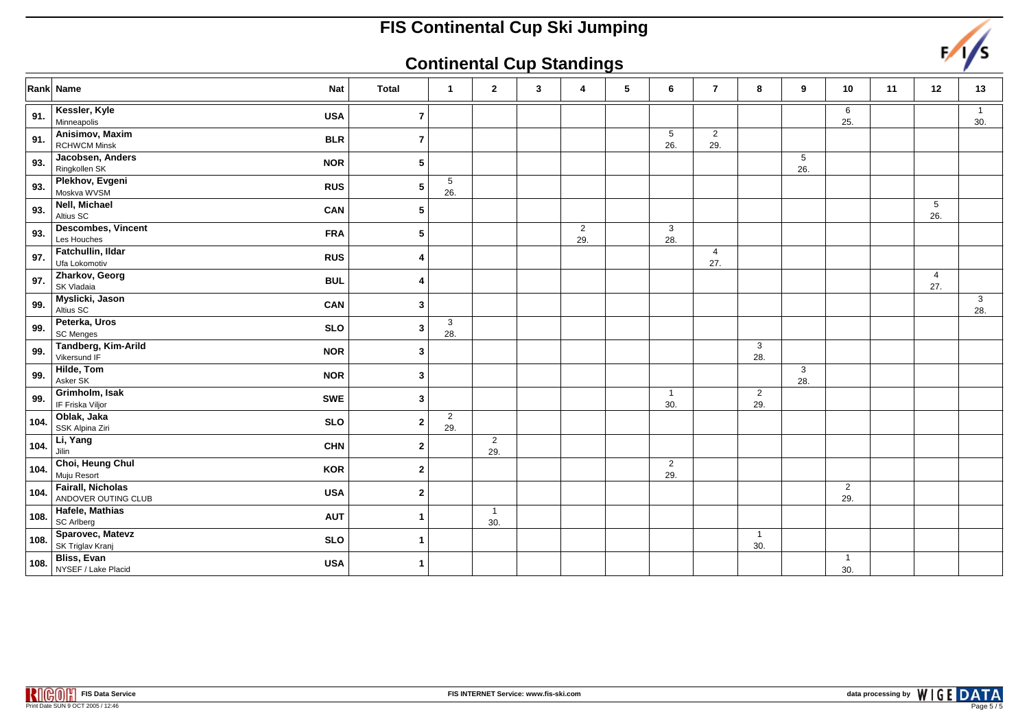# FIS Continental Cup Ski Jumping

## Continental Cup Standings

| Rank | Name | Nat | Total | 1 | 2 | 3 | 4 | 5 | 6 | 7 | 8 | 9 | 10 | 11 | 12 | 13 |
|---|---|---|---|---|---|---|---|---|---|---|---|---|---|---|---|---|
| 91. | Kessler, Kyle<br>Minneapolis | USA | 7 | | | | | | | | | | 6<br>25. | | | 1<br>30. |
| 91. | Anisimov, Maxim<br>RCHWCM Minsk | BLR | 7 | | | | | | 5<br>26. | 2<br>29. | | | | | | |
| 93. | Jacobsen, Anders<br>Ringkollen SK | NOR | 5 | | | | | | | | | 5<br>26. | | | | |
| 93. | Plekhov, Evgeni<br>Moskva WVSM | RUS | 5 | 5<br>26. | | | | | | | | | | | | |
| 93. | Nell, Michael<br>Altius SC | CAN | 5 | | | | | | | | | | | | 5<br>26. | |
| 93. | Descombes, Vincent<br>Les Houches | FRA | 5 | | | | 2<br>29. | | 3<br>28. | | | | | | | |
| 97. | Fatchullin, Ildar<br>Ufa Lokomotiv | RUS | 4 | | | | | | | 4<br>27. | | | | | | |
| 97. | Zharkov, Georg<br>SK Vladaia | BUL | 4 | | | | | | | | | | | | 4<br>27. | |
| 99. | Myslicki, Jason<br>Altius SC | CAN | 3 | | | | | | | | | | | | | 3<br>28. |
| 99. | Peterka, Uros<br>SC Menges | SLO | 3 | 3<br>28. | | | | | | | | | | | | |
| 99. | Tandberg, Kim-Arild<br>Vikersund IF | NOR | 3 | | | | | | | | 3<br>28. | | | | | |
| 99. | Hilde, Tom<br>Asker SK | NOR | 3 | | | | | | | | | 3<br>28. | | | | |
| 99. | Grimholm, Isak<br>IF Friska Viljor | SWE | 3 | | | | | | 1<br>30. | | 2<br>29. | | | | | |
| 104. | Oblak, Jaka<br>SSK Alpina Ziri | SLO | 2 | 2<br>29. | | | | | | | | | | | | |
| 104. | Li, Yang<br>Jilin | CHN | 2 | | 2<br>29. | | | | | | | | | | | |
| 104. | Choi, Heung Chul<br>Muju Resort | KOR | 2 | | | | | | 2<br>29. | | | | | | | |
| 104. | Fairall, Nicholas<br>ANDOVER OUTING CLUB | USA | 2 | | | | | | | | | | 2<br>29. | | | |
| 108. | Hafele, Mathias<br>SC Arlberg | AUT | 1 | | 1<br>30. | | | | | | | | | | | |
| 108. | Sparovec, Matevz<br>SK Triglav Kranj | SLO | 1 | | | | | | | | 1<br>30. | | | | | |
| 108. | Bliss, Evan<br>NYSEF / Lake Placid | USA | 1 | | | | | | | | | | 1<br>30. | | | |

FIS Data Service — Print Date SUN 9 OCT 2005 / 12:46 — FIS INTERNET Service: www.fis-ski.com — data processing by WIGE DATA